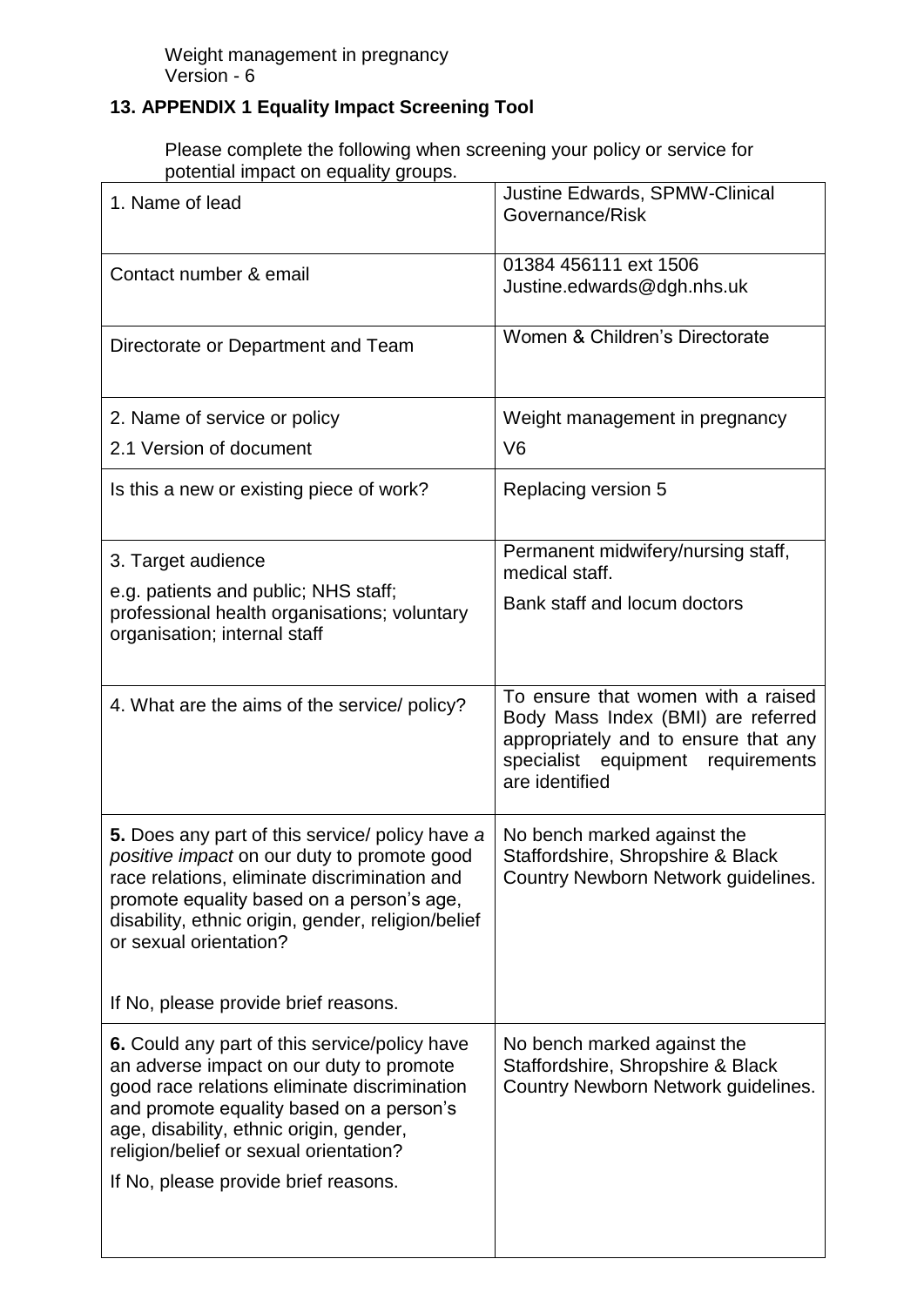## 13. APPENDIX 1 Equality Impact Screening Tool

Please complete the following when screening your policy or service for potential impact on equality groups.

| | |
|---|---|
| 1. Name of lead | Justine Edwards, SPMW-Clinical Governance/Risk |
| Contact number & email | 01384 456111 ext 1506<br>Justine.edwards@dgh.nhs.uk |
| Directorate or Department and Team | Women & Children's Directorate |
| 2. Name of service or policy<br>2.1 Version of document | Weight management in pregnancy<br>V6 |
| Is this a new or existing piece of work? | Replacing version 5 |
| 3. Target audience<br>e.g. patients and public; NHS staff; professional health organisations; voluntary organisation; internal staff | Permanent midwifery/nursing staff, medical staff.<br>Bank staff and locum doctors |
| 4. What are the aims of the service/ policy? | To ensure that women with a raised Body Mass Index (BMI) are referred appropriately and to ensure that any specialist equipment requirements are identified |
| **5.** Does any part of this service/ policy have *a positive impact* on our duty to promote good race relations, eliminate discrimination and promote equality based on a person's age, disability, ethnic origin, gender, religion/belief or sexual orientation?<br><br>If No, please provide brief reasons. | No bench marked against the Staffordshire, Shropshire & Black Country Newborn Network guidelines. |
| **6.** Could any part of this service/policy have an adverse impact on our duty to promote good race relations eliminate discrimination and promote equality based on a person's age, disability, ethnic origin, gender, religion/belief or sexual orientation?<br><br>If No, please provide brief reasons. | No bench marked against the Staffordshire, Shropshire & Black Country Newborn Network guidelines. |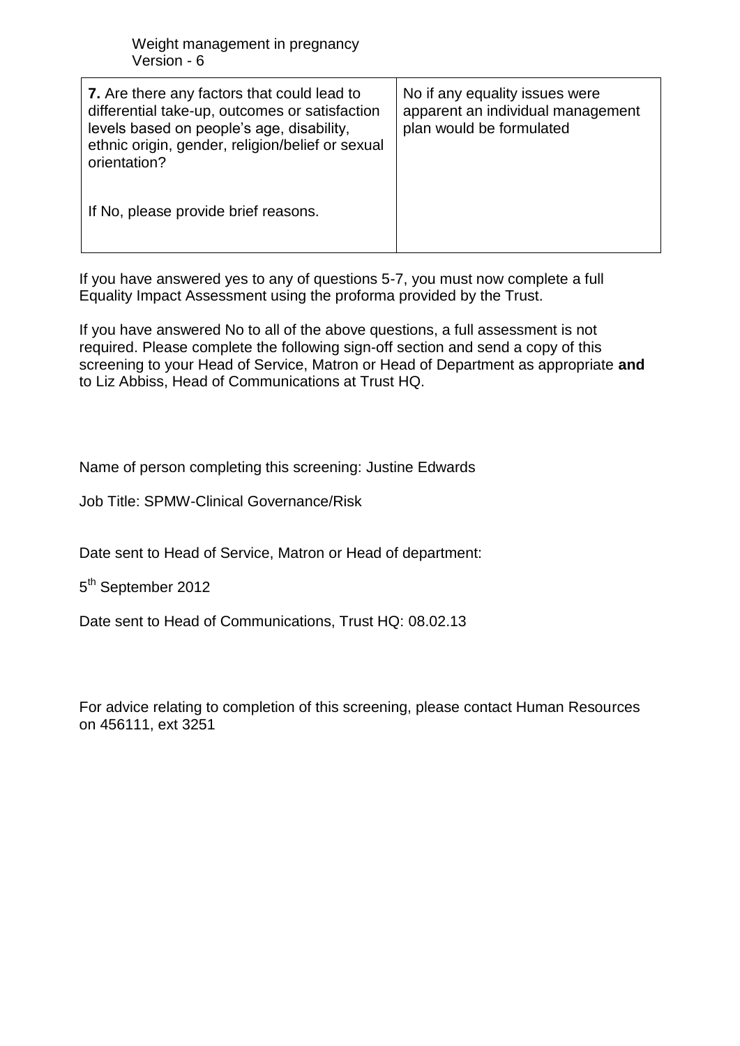| | |
|---|---|
| **7.** Are there any factors that could lead to differential take-up, outcomes or satisfaction levels based on people's age, disability, ethnic origin, gender, religion/belief or sexual orientation?<br><br>If No, please provide brief reasons. | No if any equality issues were apparent an individual management plan would be formulated |

If you have answered yes to any of questions 5-7, you must now complete a full Equality Impact Assessment using the proforma provided by the Trust.

If you have answered No to all of the above questions, a full assessment is not required. Please complete the following sign-off section and send a copy of this screening to your Head of Service, Matron or Head of Department as appropriate **and** to Liz Abbiss, Head of Communications at Trust HQ.

Name of person completing this screening: Justine Edwards

Job Title: SPMW-Clinical Governance/Risk

Date sent to Head of Service, Matron or Head of department:

5th September 2012

Date sent to Head of Communications, Trust HQ: 08.02.13

For advice relating to completion of this screening, please contact Human Resources on 456111, ext 3251